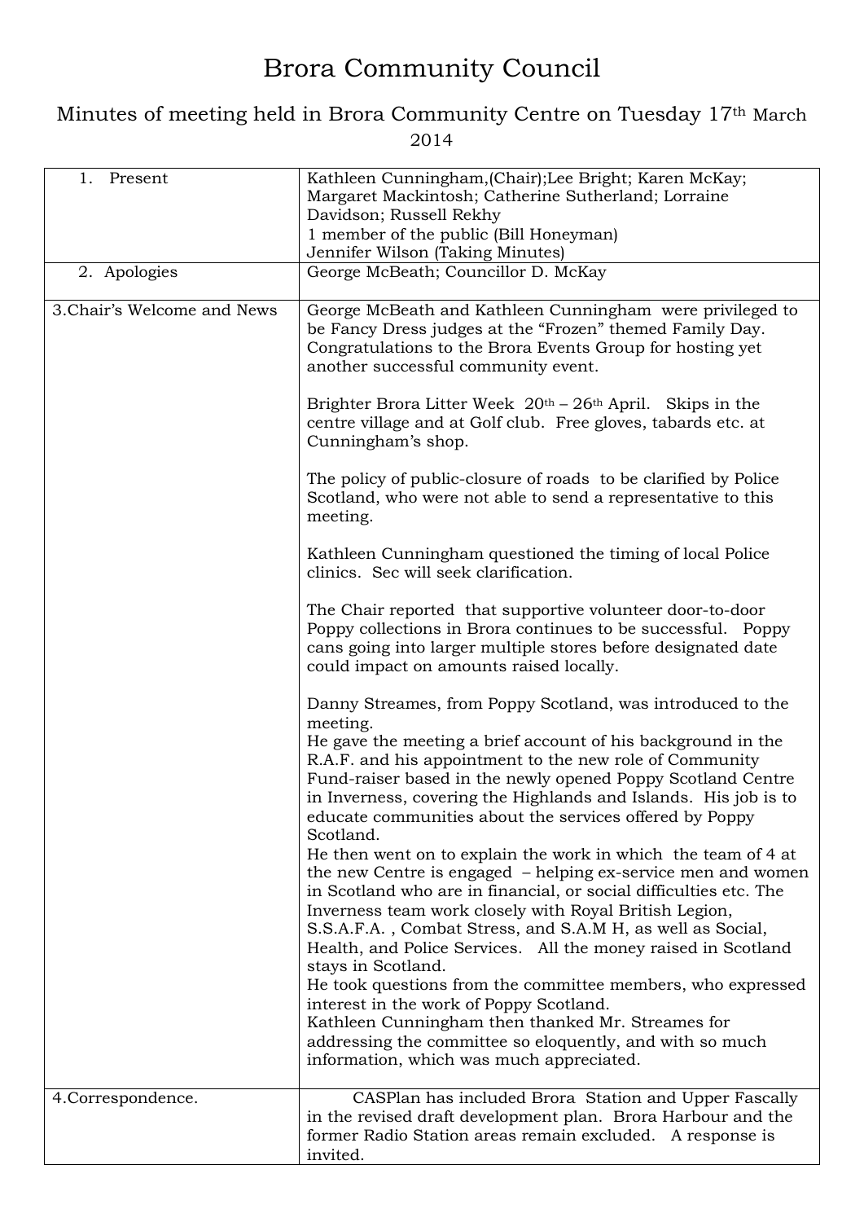# Brora Community Council

## Minutes of meeting held in Brora Community Centre on Tuesday 17th March 2014

| | |
|---|---|
| 1. Present | Kathleen Cunningham,(Chair);Lee Bright; Karen McKay; Margaret Mackintosh; Catherine Sutherland; Lorraine Davidson; Russell Rekhy<br>1 member of the public (Bill Honeyman)<br>Jennifer Wilson (Taking Minutes) |
| 2. Apologies | George McBeath; Councillor D. McKay |
| 3.Chair's Welcome and News | George McBeath and Kathleen Cunningham were privileged to be Fancy Dress judges at the "Frozen" themed Family Day. Congratulations to the Brora Events Group for hosting yet another successful community event.<br><br>Brighter Brora Litter Week 20th – 26th April. Skips in the centre village and at Golf club. Free gloves, tabards etc. at Cunningham's shop.<br><br>The policy of public-closure of roads to be clarified by Police Scotland, who were not able to send a representative to this meeting.<br><br>Kathleen Cunningham questioned the timing of local Police clinics. Sec will seek clarification.<br><br>The Chair reported that supportive volunteer door-to-door Poppy collections in Brora continues to be successful. Poppy cans going into larger multiple stores before designated date could impact on amounts raised locally.<br><br>Danny Streames, from Poppy Scotland, was introduced to the meeting.<br>He gave the meeting a brief account of his background in the R.A.F. and his appointment to the new role of Community Fund-raiser based in the newly opened Poppy Scotland Centre in Inverness, covering the Highlands and Islands. His job is to educate communities about the services offered by Poppy Scotland.<br>He then went on to explain the work in which the team of 4 at the new Centre is engaged – helping ex-service men and women in Scotland who are in financial, or social difficulties etc. The Inverness team work closely with Royal British Legion, S.S.A.F.A. , Combat Stress, and S.A.M H, as well as Social, Health, and Police Services. All the money raised in Scotland stays in Scotland.<br>He took questions from the committee members, who expressed interest in the work of Poppy Scotland.<br>Kathleen Cunningham then thanked Mr. Streames for addressing the committee so eloquently, and with so much information, which was much appreciated. |
| 4.Correspondence. | CASPlan has included Brora Station and Upper Fascally in the revised draft development plan. Brora Harbour and the former Radio Station areas remain excluded. A response is invited. |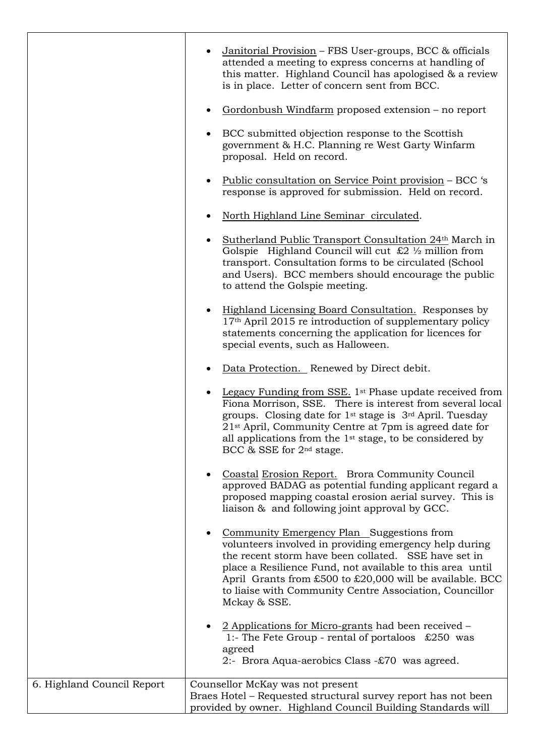| | |
|---|---|
| | • Janitorial Provision – FBS User-groups, BCC & officials attended a meeting to express concerns at handling of this matter. Highland Council has apologised & a review is in place. Letter of concern sent from BCC.<br><br>• Gordonbush Windfarm proposed extension – no report<br><br>• BCC submitted objection response to the Scottish government & H.C. Planning re West Garty Winfarm proposal. Held on record.<br><br>• Public consultation on Service Point provision – BCC 's response is approved for submission. Held on record.<br><br>• North Highland Line Seminar circulated.<br><br>• Sutherland Public Transport Consultation 24th March in Golspie Highland Council will cut £2 ½ million from transport. Consultation forms to be circulated (School and Users). BCC members should encourage the public to attend the Golspie meeting.<br><br>• Highland Licensing Board Consultation. Responses by 17th April 2015 re introduction of supplementary policy statements concerning the application for licences for special events, such as Halloween.<br><br>• Data Protection. Renewed by Direct debit.<br><br>• Legacy Funding from SSE. 1st Phase update received from Fiona Morrison, SSE. There is interest from several local groups. Closing date for 1st stage is 3rd April. Tuesday 21st April, Community Centre at 7pm is agreed date for all applications from the 1st stage, to be considered by BCC & SSE for 2nd stage.<br><br>• Coastal Erosion Report. Brora Community Council approved BADAG as potential funding applicant regard a proposed mapping coastal erosion aerial survey. This is liaison & and following joint approval by GCC.<br><br>• Community Emergency Plan Suggestions from volunteers involved in providing emergency help during the recent storm have been collated. SSE have set in place a Resilience Fund, not available to this area until April Grants from £500 to £20,000 will be available. BCC to liaise with Community Centre Association, Councillor Mckay & SSE.<br><br>• 2 Applications for Micro-grants had been received –<br>1:- The Fete Group - rental of portaloos £250 was agreed<br>2:- Brora Aqua-aerobics Class -£70 was agreed. |
| 6. Highland Council Report | Counsellor McKay was not present<br>Braes Hotel – Requested structural survey report has not been provided by owner. Highland Council Building Standards will |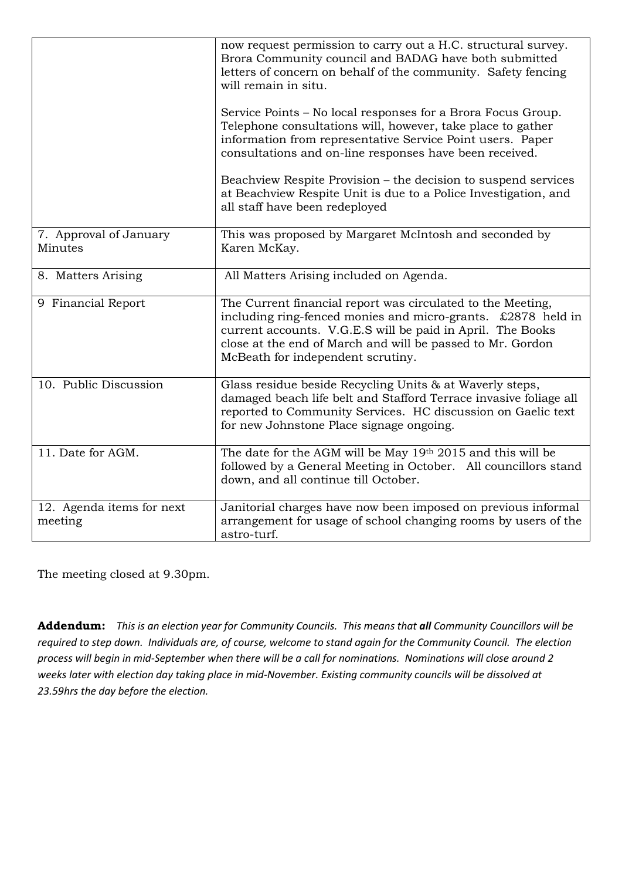| | |
|---|---|
| | now request permission to carry out a H.C. structural survey. Brora Community council and BADAG have both submitted letters of concern on behalf of the community. Safety fencing will remain in situ.<br><br>Service Points – No local responses for a Brora Focus Group. Telephone consultations will, however, take place to gather information from representative Service Point users. Paper consultations and on-line responses have been received.<br><br>Beachview Respite Provision – the decision to suspend services at Beachview Respite Unit is due to a Police Investigation, and all staff have been redeployed |
| 7. Approval of January Minutes | This was proposed by Margaret McIntosh and seconded by Karen McKay. |
| 8. Matters Arising | All Matters Arising included on Agenda. |
| 9 Financial Report | The Current financial report was circulated to the Meeting, including ring-fenced monies and micro-grants. £2878 held in current accounts. V.G.E.S will be paid in April. The Books close at the end of March and will be passed to Mr. Gordon McBeath for independent scrutiny. |
| 10. Public Discussion | Glass residue beside Recycling Units & at Waverly steps, damaged beach life belt and Stafford Terrace invasive foliage all reported to Community Services. HC discussion on Gaelic text for new Johnstone Place signage ongoing. |
| 11. Date for AGM. | The date for the AGM will be May 19th 2015 and this will be followed by a General Meeting in October. All councillors stand down, and all continue till October. |
| 12. Agenda items for next meeting | Janitorial charges have now been imposed on previous informal arrangement for usage of school changing rooms by users of the astro-turf. |

The meeting closed at 9.30pm.

**Addendum:** *This is an election year for Community Councils. This means that **all** Community Councillors will be required to step down. Individuals are, of course, welcome to stand again for the Community Council. The election process will begin in mid-September when there will be a call for nominations. Nominations will close around 2 weeks later with election day taking place in mid-November. Existing community councils will be dissolved at 23.59hrs the day before the election.*